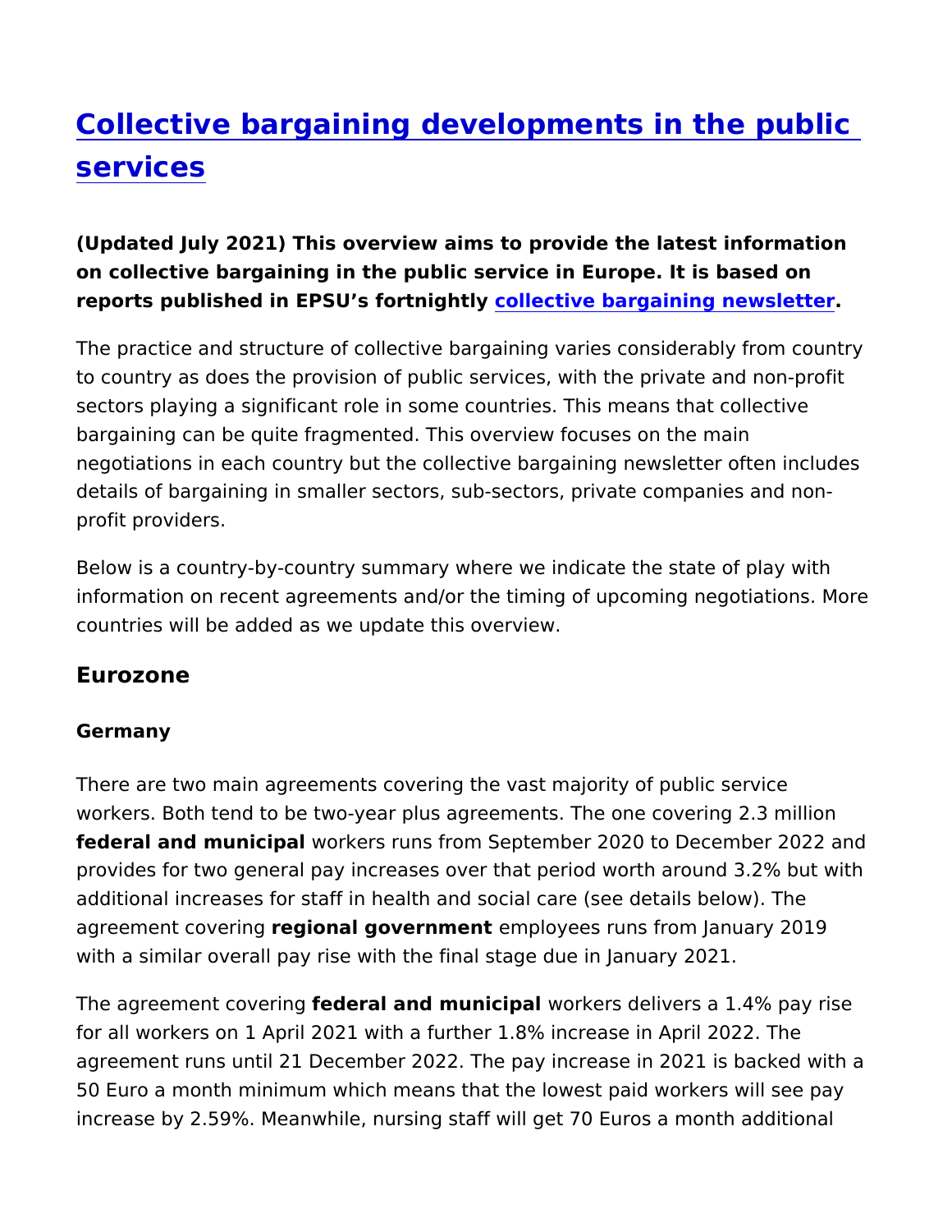# [Collective bargaining developments in the public services]

**(Updated July 2021) This overview aims to provide the latest information on collective bargaining in the public service in Europe. It is based on reports published in EPSU's fortnightly [collective bargaining newsletter].**

The practice and structure of collective bargaining varies considerably from country to country as does the provision of public services, with the private and non-profit sectors playing a significant role in some countries. This means that collective bargaining can be quite fragmented. This overview focuses on the main negotiations in each country but the collective bargaining newsletter often includes details of bargaining in smaller sectors, sub-sectors, private companies and non-profit providers.

Below is a country-by-country summary where we indicate the state of play with information on recent agreements and/or the timing of upcoming negotiations. More countries will be added as we update this overview.

## Eurozone

### Germany

There are two main agreements covering the vast majority of public service workers. Both tend to be two-year plus agreements. The one covering 2.3 million **federal and municipal** workers runs from September 2020 to December 2022 and provides for two general pay increases over that period worth around 3.2% but with additional increases for staff in health and social care (see details below). The agreement covering **regional government** employees runs from January 2019 with a similar overall pay rise with the final stage due in January 2021.

The agreement covering **federal and municipal** workers delivers a 1.4% pay rise for all workers on 1 April 2021 with a further 1.8% increase in April 2022. The agreement runs until 21 December 2022. The pay increase in 2021 is backed with a 50 Euro a month minimum which means that the lowest paid workers will see pay increase by 2.59%. Meanwhile, nursing staff will get 70 Euros a month additional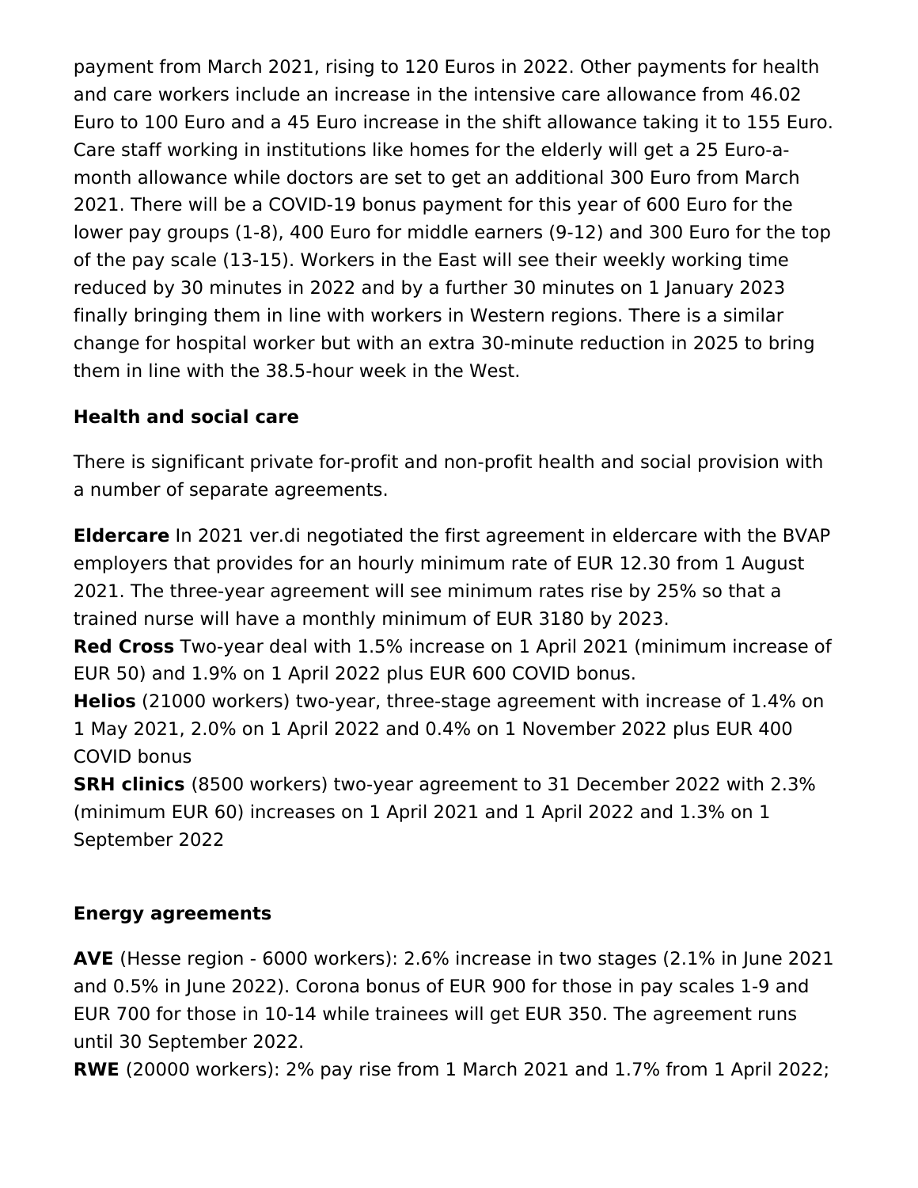payment from March 2021, rising to 120 Euros in 2022. Other payments for health and care workers include an increase in the intensive care allowance from 46.02 Euro to 100 Euro and a 45 Euro increase in the shift allowance taking it to 155 Euro. Care staff working in institutions like homes for the elderly will get a 25 Euro-a-month allowance while doctors are set to get an additional 300 Euro from March 2021. There will be a COVID-19 bonus payment for this year of 600 Euro for the lower pay groups (1-8), 400 Euro for middle earners (9-12) and 300 Euro for the top of the pay scale (13-15). Workers in the East will see their weekly working time reduced by 30 minutes in 2022 and by a further 30 minutes on 1 January 2023 finally bringing them in line with workers in Western regions. There is a similar change for hospital worker but with an extra 30-minute reduction in 2025 to bring them in line with the 38.5-hour week in the West.

**Health and social care**

There is significant private for-profit and non-profit health and social provision with a number of separate agreements.

**Eldercare** In 2021 ver.di negotiated the first agreement in eldercare with the BVAP employers that provides for an hourly minimum rate of EUR 12.30 from 1 August 2021. The three-year agreement will see minimum rates rise by 25% so that a trained nurse will have a monthly minimum of EUR 3180 by 2023.
**Red Cross** Two-year deal with 1.5% increase on 1 April 2021 (minimum increase of EUR 50) and 1.9% on 1 April 2022 plus EUR 600 COVID bonus.
**Helios** (21000 workers) two-year, three-stage agreement with increase of 1.4% on 1 May 2021, 2.0% on 1 April 2022 and 0.4% on 1 November 2022 plus EUR 400 COVID bonus
**SRH clinics** (8500 workers) two-year agreement to 31 December 2022 with 2.3% (minimum EUR 60) increases on 1 April 2021 and 1 April 2022 and 1.3% on 1 September 2022

**Energy agreements**

**AVE** (Hesse region - 6000 workers): 2.6% increase in two stages (2.1% in June 2021 and 0.5% in June 2022). Corona bonus of EUR 900 for those in pay scales 1-9 and EUR 700 for those in 10-14 while trainees will get EUR 350. The agreement runs until 30 September 2022.
**RWE** (20000 workers): 2% pay rise from 1 March 2021 and 1.7% from 1 April 2022;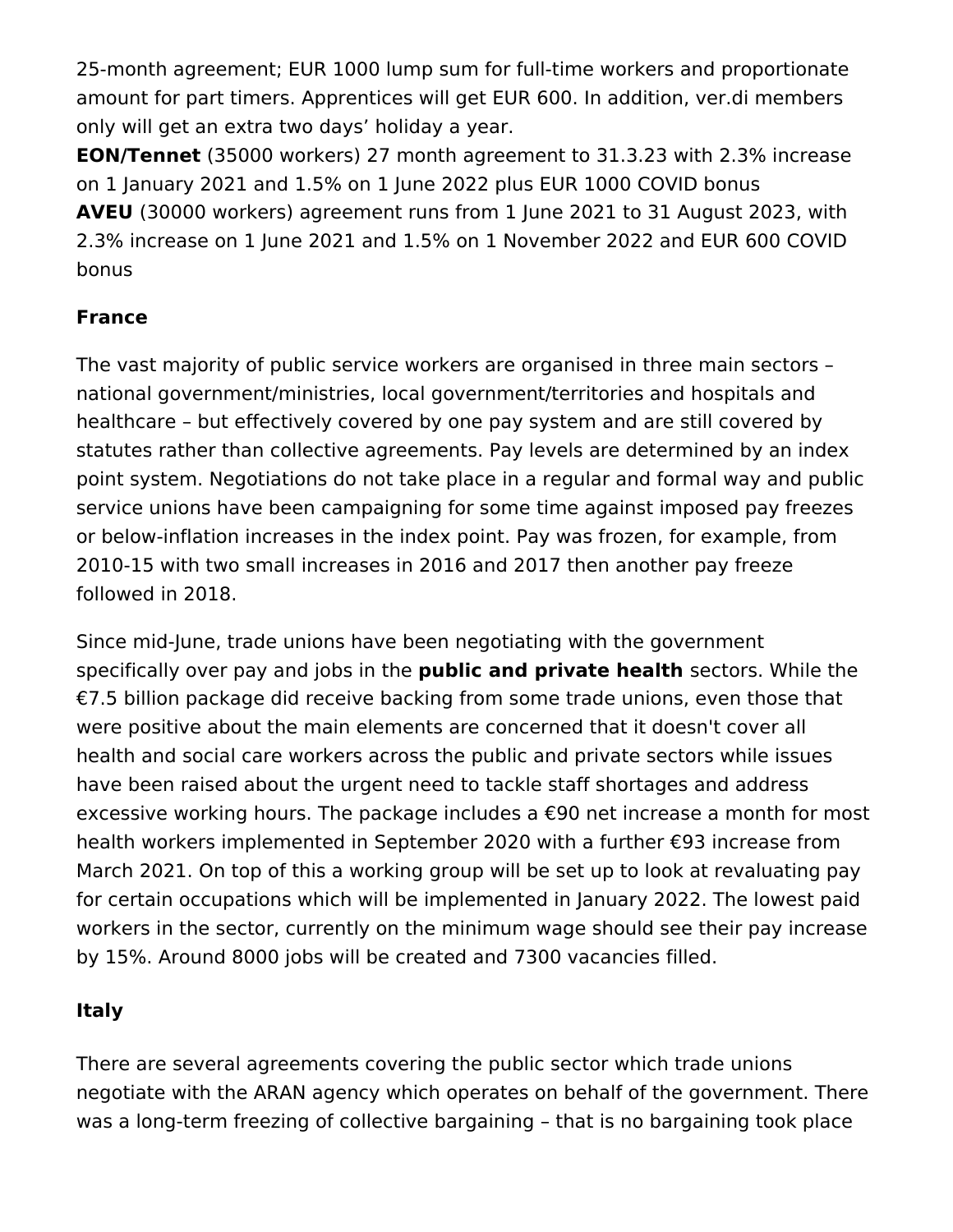25-month agreement; EUR 1000 lump sum for full-time workers and proportionate amount for part timers. Apprentices will get EUR 600. In addition, ver.di members only will get an extra two days' holiday a year.

**EON/Tennet** (35000 workers) 27 month agreement to 31.3.23 with 2.3% increase on 1 January 2021 and 1.5% on 1 June 2022 plus EUR 1000 COVID bonus

**AVEU** (30000 workers) agreement runs from 1 June 2021 to 31 August 2023, with 2.3% increase on 1 June 2021 and 1.5% on 1 November 2022 and EUR 600 COVID bonus

### France

The vast majority of public service workers are organised in three main sectors – national government/ministries, local government/territories and hospitals and healthcare – but effectively covered by one pay system and are still covered by statutes rather than collective agreements. Pay levels are determined by an index point system. Negotiations do not take place in a regular and formal way and public service unions have been campaigning for some time against imposed pay freezes or below-inflation increases in the index point. Pay was frozen, for example, from 2010-15 with two small increases in 2016 and 2017 then another pay freeze followed in 2018.

Since mid-June, trade unions have been negotiating with the government specifically over pay and jobs in the **public and private health** sectors. While the €7.5 billion package did receive backing from some trade unions, even those that were positive about the main elements are concerned that it doesn't cover all health and social care workers across the public and private sectors while issues have been raised about the urgent need to tackle staff shortages and address excessive working hours. The package includes a €90 net increase a month for most health workers implemented in September 2020 with a further €93 increase from March 2021. On top of this a working group will be set up to look at revaluating pay for certain occupations which will be implemented in January 2022. The lowest paid workers in the sector, currently on the minimum wage should see their pay increase by 15%. Around 8000 jobs will be created and 7300 vacancies filled.

### Italy

There are several agreements covering the public sector which trade unions negotiate with the ARAN agency which operates on behalf of the government. There was a long-term freezing of collective bargaining – that is no bargaining took place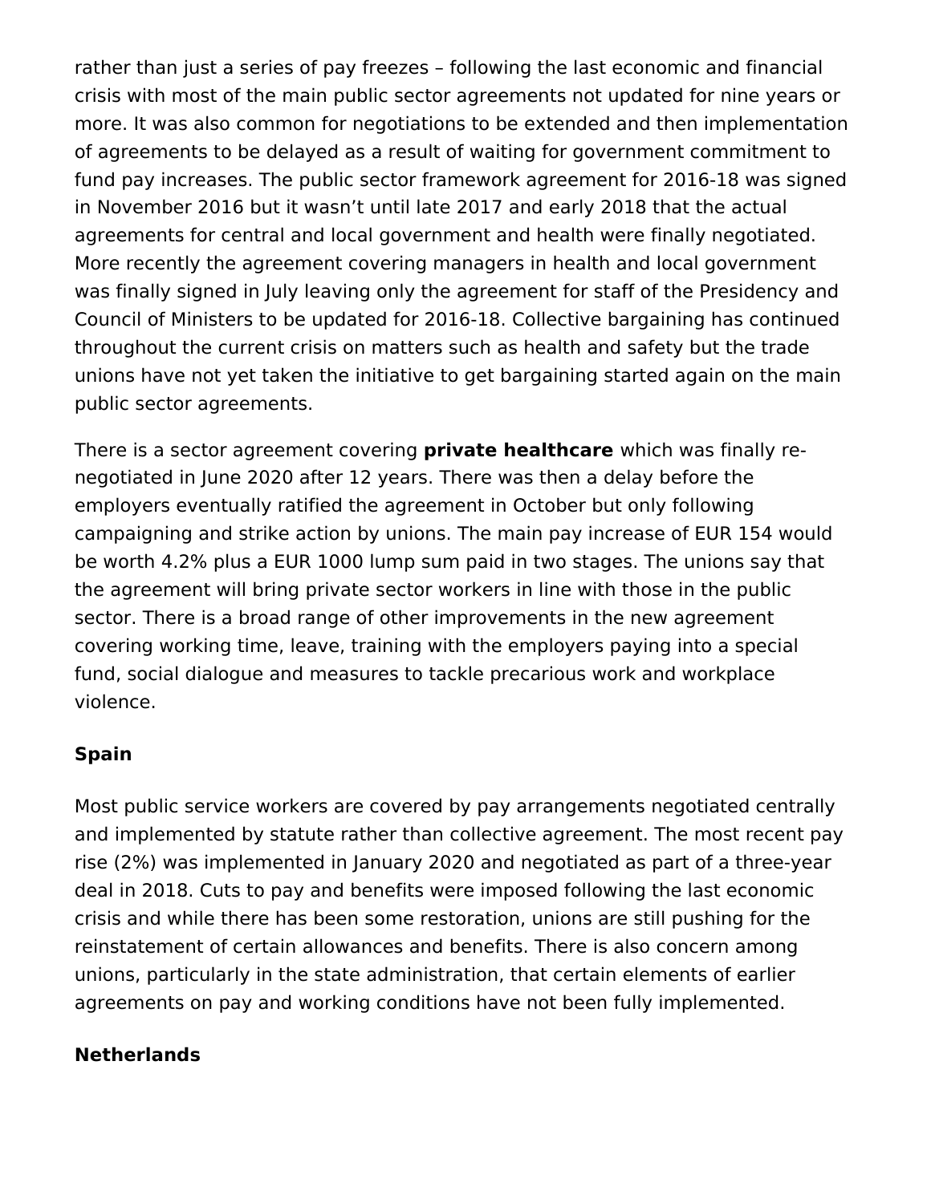rather than just a series of pay freezes – following the last economic and financial crisis with most of the main public sector agreements not updated for nine years or more. It was also common for negotiations to be extended and then implementation of agreements to be delayed as a result of waiting for government commitment to fund pay increases. The public sector framework agreement for 2016-18 was signed in November 2016 but it wasn't until late 2017 and early 2018 that the actual agreements for central and local government and health were finally negotiated. More recently the agreement covering managers in health and local government was finally signed in July leaving only the agreement for staff of the Presidency and Council of Ministers to be updated for 2016-18. Collective bargaining has continued throughout the current crisis on matters such as health and safety but the trade unions have not yet taken the initiative to get bargaining started again on the main public sector agreements.

There is a sector agreement covering **private healthcare** which was finally re-negotiated in June 2020 after 12 years. There was then a delay before the employers eventually ratified the agreement in October but only following campaigning and strike action by unions. The main pay increase of EUR 154 would be worth 4.2% plus a EUR 1000 lump sum paid in two stages. The unions say that the agreement will bring private sector workers in line with those in the public sector. There is a broad range of other improvements in the new agreement covering working time, leave, training with the employers paying into a special fund, social dialogue and measures to tackle precarious work and workplace violence.

### Spain

Most public service workers are covered by pay arrangements negotiated centrally and implemented by statute rather than collective agreement. The most recent pay rise (2%) was implemented in January 2020 and negotiated as part of a three-year deal in 2018. Cuts to pay and benefits were imposed following the last economic crisis and while there has been some restoration, unions are still pushing for the reinstatement of certain allowances and benefits. There is also concern among unions, particularly in the state administration, that certain elements of earlier agreements on pay and working conditions have not been fully implemented.

### Netherlands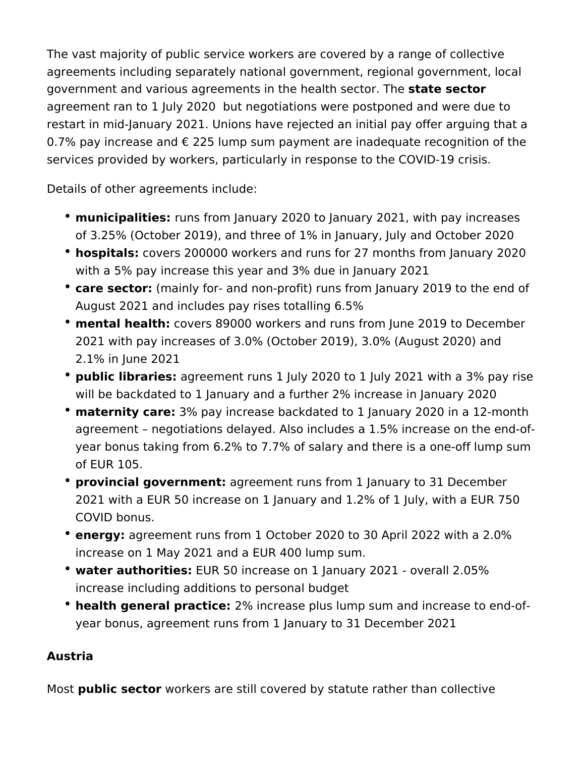The vast majority of public service workers are covered by a range of collective agreements including separately national government, regional government, local government and various agreements in the health sector. The **state sector** agreement ran to 1 July 2020  but negotiations were postponed and were due to restart in mid-January 2021. Unions have rejected an initial pay offer arguing that a 0.7% pay increase and € 225 lump sum payment are inadequate recognition of the services provided by workers, particularly in response to the COVID-19 crisis.

Details of other agreements include:

- **municipalities:** runs from January 2020 to January 2021, with pay increases of 3.25% (October 2019), and three of 1% in January, July and October 2020
- **hospitals:** covers 200000 workers and runs for 27 months from January 2020 with a 5% pay increase this year and 3% due in January 2021
- **care sector:** (mainly for- and non-profit) runs from January 2019 to the end of August 2021 and includes pay rises totalling 6.5%
- **mental health:** covers 89000 workers and runs from June 2019 to December 2021 with pay increases of 3.0% (October 2019), 3.0% (August 2020) and 2.1% in June 2021
- **public libraries:** agreement runs 1 July 2020 to 1 July 2021 with a 3% pay rise will be backdated to 1 January and a further 2% increase in January 2020
- **maternity care:** 3% pay increase backdated to 1 January 2020 in a 12-month agreement – negotiations delayed. Also includes a 1.5% increase on the end-of-year bonus taking from 6.2% to 7.7% of salary and there is a one-off lump sum of EUR 105.
- **provincial government:** agreement runs from 1 January to 31 December 2021 with a EUR 50 increase on 1 January and 1.2% of 1 July, with a EUR 750 COVID bonus.
- **energy:** agreement runs from 1 October 2020 to 30 April 2022 with a 2.0% increase on 1 May 2021 and a EUR 400 lump sum.
- **water authorities:** EUR 50 increase on 1 January 2021 - overall 2.05% increase including additions to personal budget
- **health general practice:** 2% increase plus lump sum and increase to end-of-year bonus, agreement runs from 1 January to 31 December 2021

**Austria**

Most **public sector** workers are still covered by statute rather than collective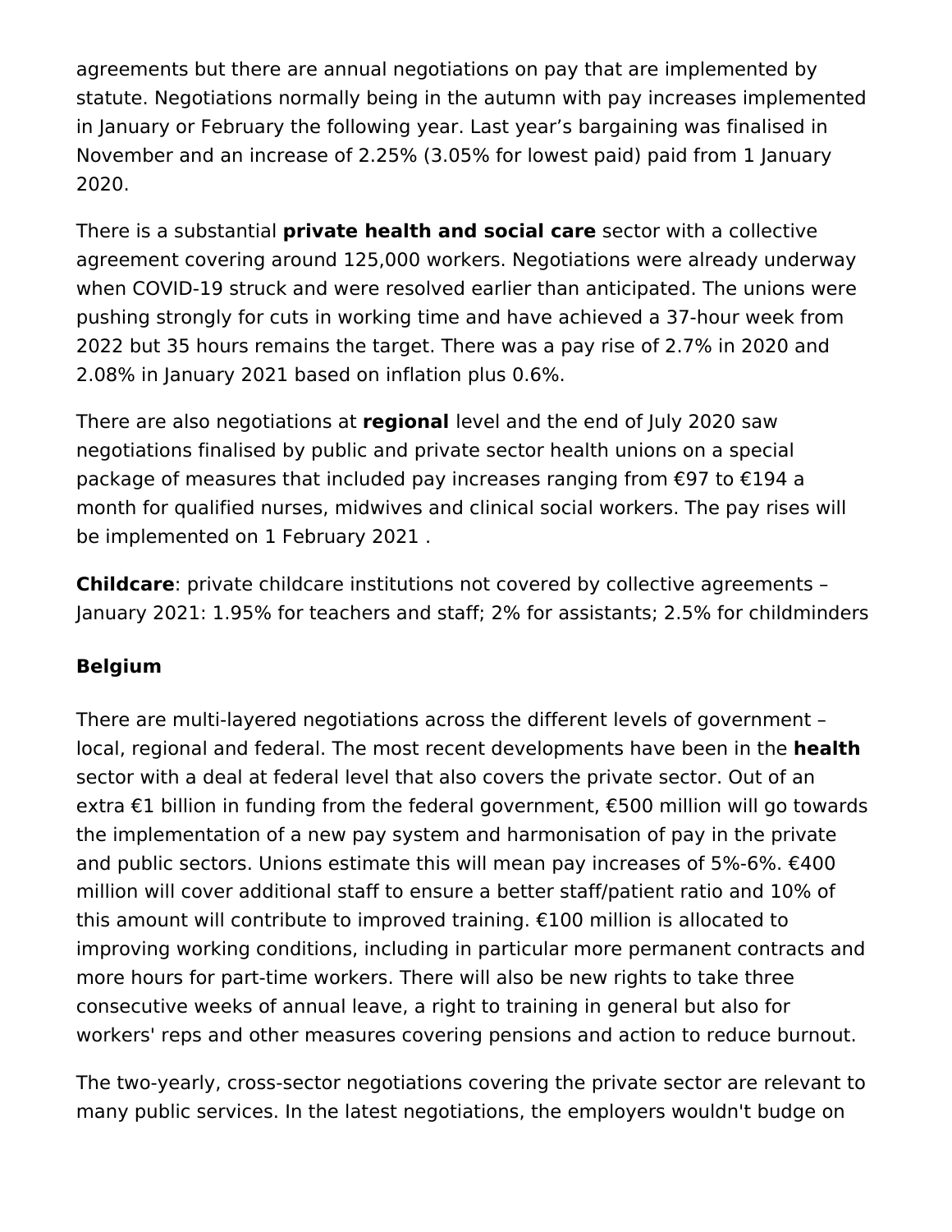agreements but there are annual negotiations on pay that are implemented by statute. Negotiations normally being in the autumn with pay increases implemented in January or February the following year. Last year's bargaining was finalised in November and an increase of 2.25% (3.05% for lowest paid) paid from 1 January 2020.

There is a substantial **private health and social care** sector with a collective agreement covering around 125,000 workers. Negotiations were already underway when COVID-19 struck and were resolved earlier than anticipated. The unions were pushing strongly for cuts in working time and have achieved a 37-hour week from 2022 but 35 hours remains the target. There was a pay rise of 2.7% in 2020 and 2.08% in January 2021 based on inflation plus 0.6%.

There are also negotiations at **regional** level and the end of July 2020 saw negotiations finalised by public and private sector health unions on a special package of measures that included pay increases ranging from €97 to €194 a month for qualified nurses, midwives and clinical social workers. The pay rises will be implemented on 1 February 2021 .

**Childcare**: private childcare institutions not covered by collective agreements – January 2021: 1.95% for teachers and staff; 2% for assistants; 2.5% for childminders

**Belgium**

There are multi-layered negotiations across the different levels of government – local, regional and federal. The most recent developments have been in the **health** sector with a deal at federal level that also covers the private sector. Out of an extra €1 billion in funding from the federal government, €500 million will go towards the implementation of a new pay system and harmonisation of pay in the private and public sectors. Unions estimate this will mean pay increases of 5%-6%. €400 million will cover additional staff to ensure a better staff/patient ratio and 10% of this amount will contribute to improved training. €100 million is allocated to improving working conditions, including in particular more permanent contracts and more hours for part-time workers. There will also be new rights to take three consecutive weeks of annual leave, a right to training in general but also for workers' reps and other measures covering pensions and action to reduce burnout.

The two-yearly, cross-sector negotiations covering the private sector are relevant to many public services. In the latest negotiations, the employers wouldn't budge on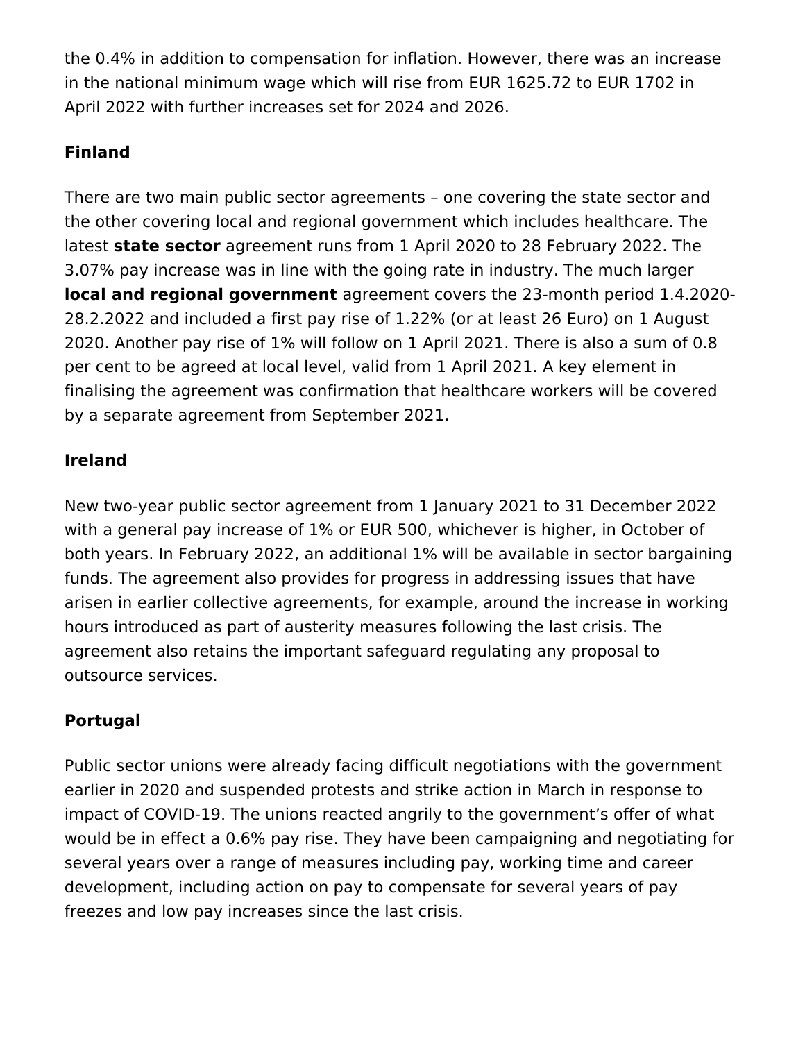the 0.4% in addition to compensation for inflation. However, there was an increase in the national minimum wage which will rise from EUR 1625.72 to EUR 1702 in April 2022 with further increases set for 2024 and 2026.

**Finland**

There are two main public sector agreements – one covering the state sector and the other covering local and regional government which includes healthcare. The latest **state sector** agreement runs from 1 April 2020 to 28 February 2022. The 3.07% pay increase was in line with the going rate in industry. The much larger **local and regional government** agreement covers the 23-month period 1.4.2020-28.2.2022 and included a first pay rise of 1.22% (or at least 26 Euro) on 1 August 2020. Another pay rise of 1% will follow on 1 April 2021. There is also a sum of 0.8 per cent to be agreed at local level, valid from 1 April 2021. A key element in finalising the agreement was confirmation that healthcare workers will be covered by a separate agreement from September 2021.

**Ireland**

New two-year public sector agreement from 1 January 2021 to 31 December 2022 with a general pay increase of 1% or EUR 500, whichever is higher, in October of both years. In February 2022, an additional 1% will be available in sector bargaining funds. The agreement also provides for progress in addressing issues that have arisen in earlier collective agreements, for example, around the increase in working hours introduced as part of austerity measures following the last crisis. The agreement also retains the important safeguard regulating any proposal to outsource services.

**Portugal**

Public sector unions were already facing difficult negotiations with the government earlier in 2020 and suspended protests and strike action in March in response to impact of COVID-19. The unions reacted angrily to the government's offer of what would be in effect a 0.6% pay rise. They have been campaigning and negotiating for several years over a range of measures including pay, working time and career development, including action on pay to compensate for several years of pay freezes and low pay increases since the last crisis.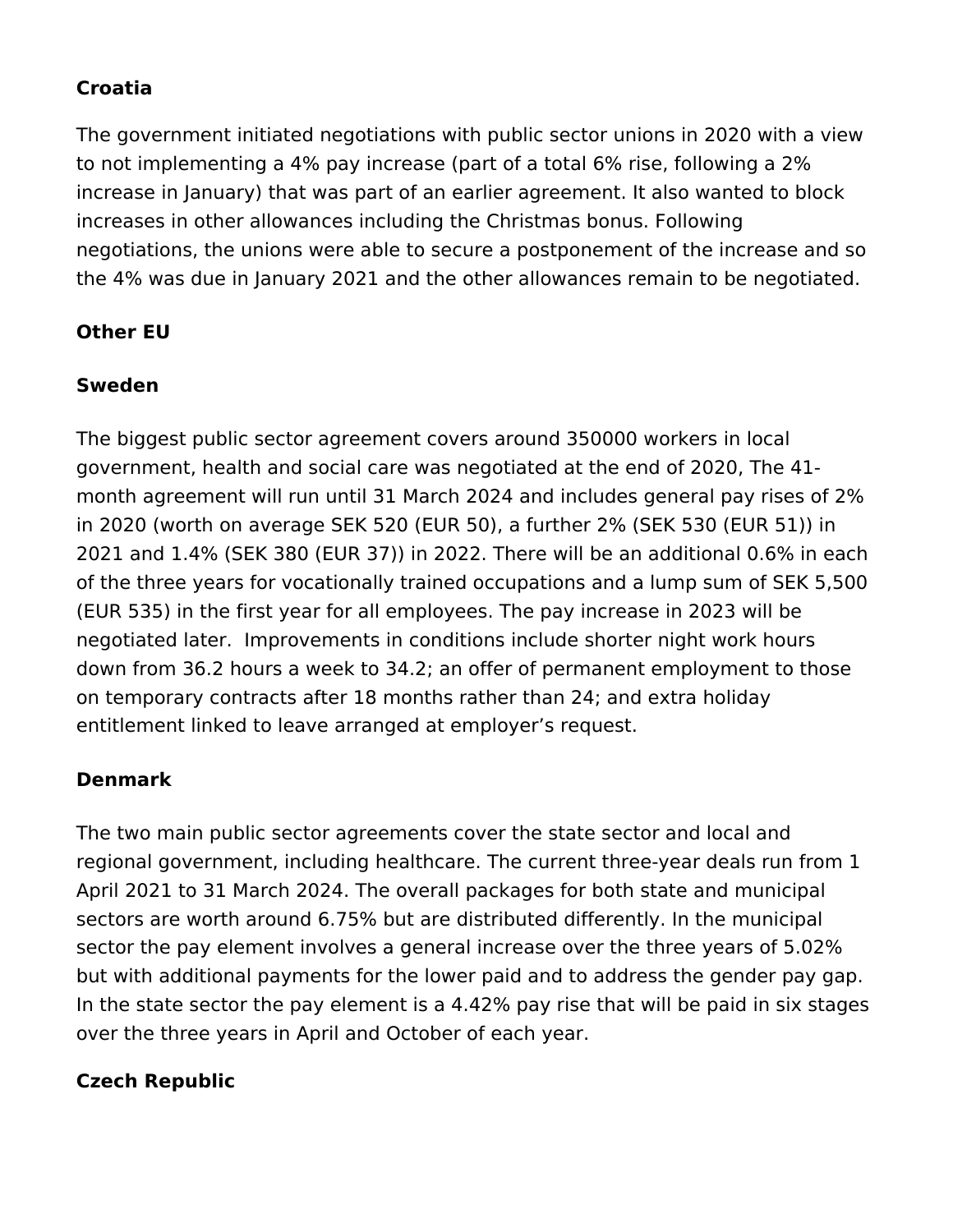**Croatia**

The government initiated negotiations with public sector unions in 2020 with a view to not implementing a 4% pay increase (part of a total 6% rise, following a 2% increase in January) that was part of an earlier agreement. It also wanted to block increases in other allowances including the Christmas bonus. Following negotiations, the unions were able to secure a postponement of the increase and so the 4% was due in January 2021 and the other allowances remain to be negotiated.

**Other EU**

**Sweden**

The biggest public sector agreement covers around 350000 workers in local government, health and social care was negotiated at the end of 2020, The 41-month agreement will run until 31 March 2024 and includes general pay rises of 2% in 2020 (worth on average SEK 520 (EUR 50), a further 2% (SEK 530 (EUR 51)) in 2021 and 1.4% (SEK 380 (EUR 37)) in 2022. There will be an additional 0.6% in each of the three years for vocationally trained occupations and a lump sum of SEK 5,500 (EUR 535) in the first year for all employees. The pay increase in 2023 will be negotiated later. Improvements in conditions include shorter night work hours down from 36.2 hours a week to 34.2; an offer of permanent employment to those on temporary contracts after 18 months rather than 24; and extra holiday entitlement linked to leave arranged at employer's request.

**Denmark**

The two main public sector agreements cover the state sector and local and regional government, including healthcare. The current three-year deals run from 1 April 2021 to 31 March 2024. The overall packages for both state and municipal sectors are worth around 6.75% but are distributed differently. In the municipal sector the pay element involves a general increase over the three years of 5.02% but with additional payments for the lower paid and to address the gender pay gap. In the state sector the pay element is a 4.42% pay rise that will be paid in six stages over the three years in April and October of each year.

**Czech Republic**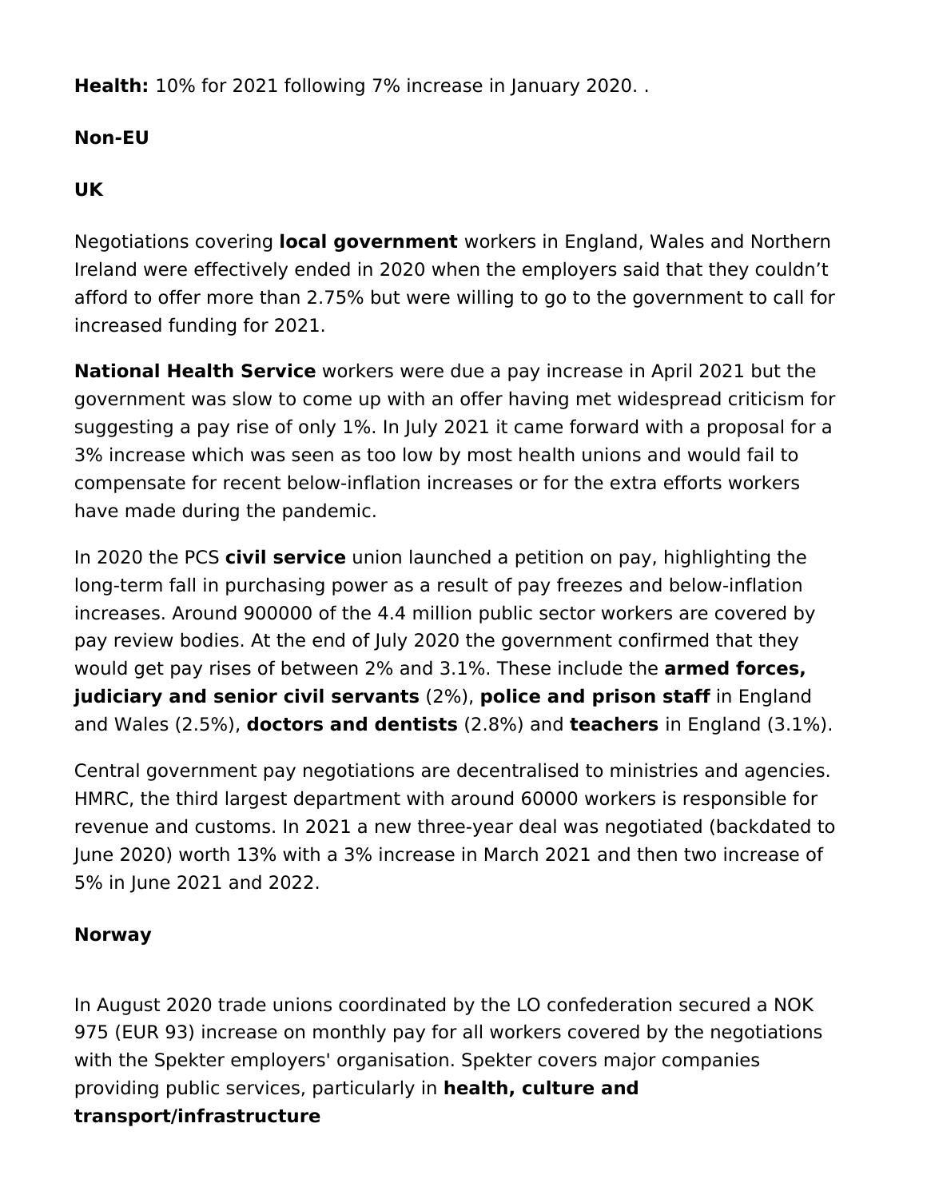**Health:** 10% for 2021 following 7% increase in January 2020. .

**Non-EU**

**UK**

Negotiations covering **local government** workers in England, Wales and Northern Ireland were effectively ended in 2020 when the employers said that they couldn't afford to offer more than 2.75% but were willing to go to the government to call for increased funding for 2021.

**National Health Service** workers were due a pay increase in April 2021 but the government was slow to come up with an offer having met widespread criticism for suggesting a pay rise of only 1%. In July 2021 it came forward with a proposal for a 3% increase which was seen as too low by most health unions and would fail to compensate for recent below-inflation increases or for the extra efforts workers have made during the pandemic.

In 2020 the PCS **civil service** union launched a petition on pay, highlighting the long-term fall in purchasing power as a result of pay freezes and below-inflation increases. Around 900000 of the 4.4 million public sector workers are covered by pay review bodies. At the end of July 2020 the government confirmed that they would get pay rises of between 2% and 3.1%. These include the **armed forces, judiciary and senior civil servants** (2%), **police and prison staff** in England and Wales (2.5%), **doctors and dentists** (2.8%) and **teachers** in England (3.1%).

Central government pay negotiations are decentralised to ministries and agencies. HMRC, the third largest department with around 60000 workers is responsible for revenue and customs. In 2021 a new three-year deal was negotiated (backdated to June 2020) worth 13% with a 3% increase in March 2021 and then two increase of 5% in June 2021 and 2022.

**Norway**

In August 2020 trade unions coordinated by the LO confederation secured a NOK 975 (EUR 93) increase on monthly pay for all workers covered by the negotiations with the Spekter employers' organisation. Spekter covers major companies providing public services, particularly in **health, culture and transport/infrastructure**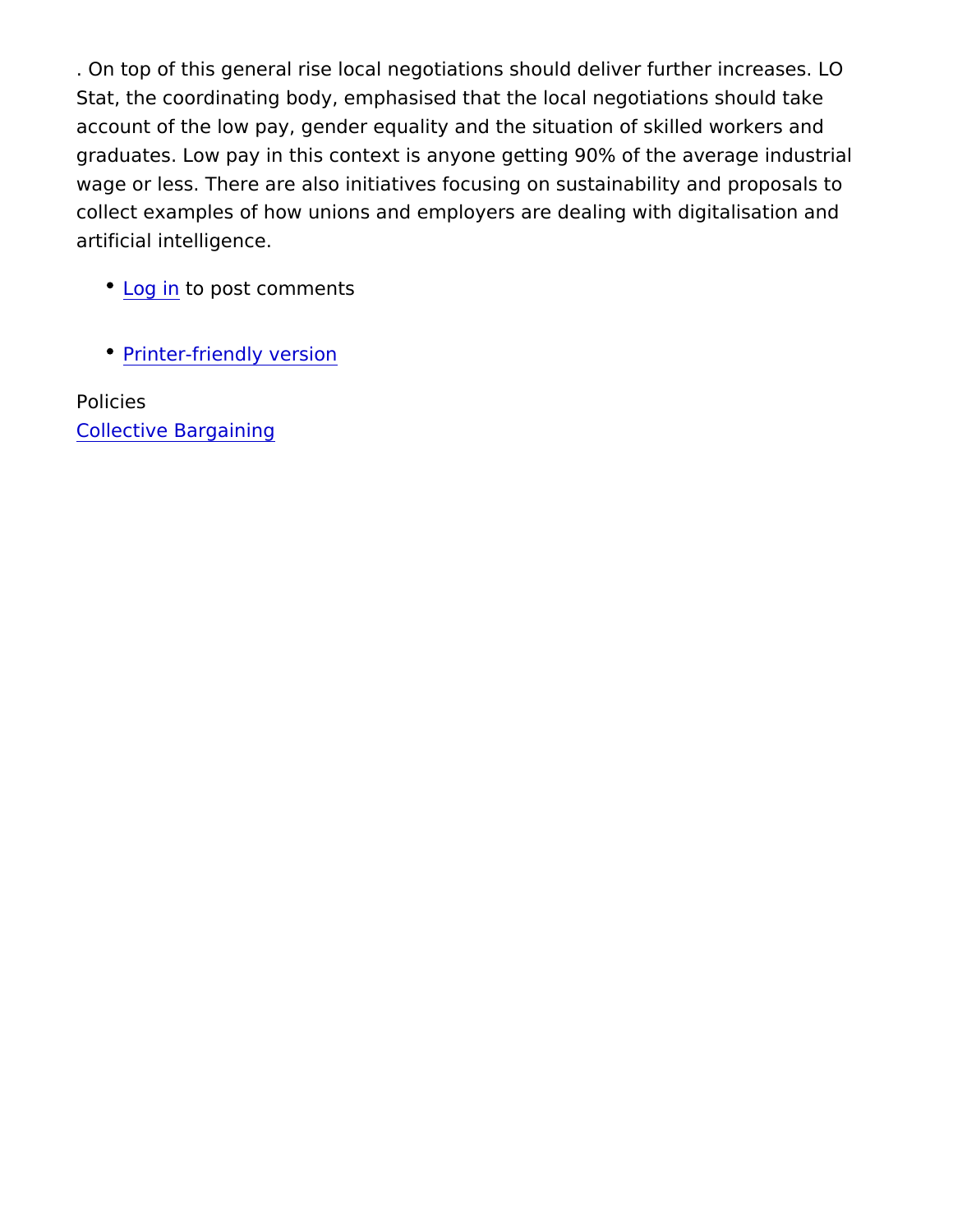. On top of this general rise local negotiations should deliver further increases. LO Stat, the coordinating body, emphasised that the local negotiations should take account of the low pay, gender equality and the situation of skilled workers and graduates. Low pay in this context is anyone getting 90% of the average industrial wage or less. There are also initiatives focusing on sustainability and proposals to collect examples of how unions and employers are dealing with digitalisation and artificial intelligence.

- Log in to post comments
- Printer-friendly version

Policies
Collective Bargaining